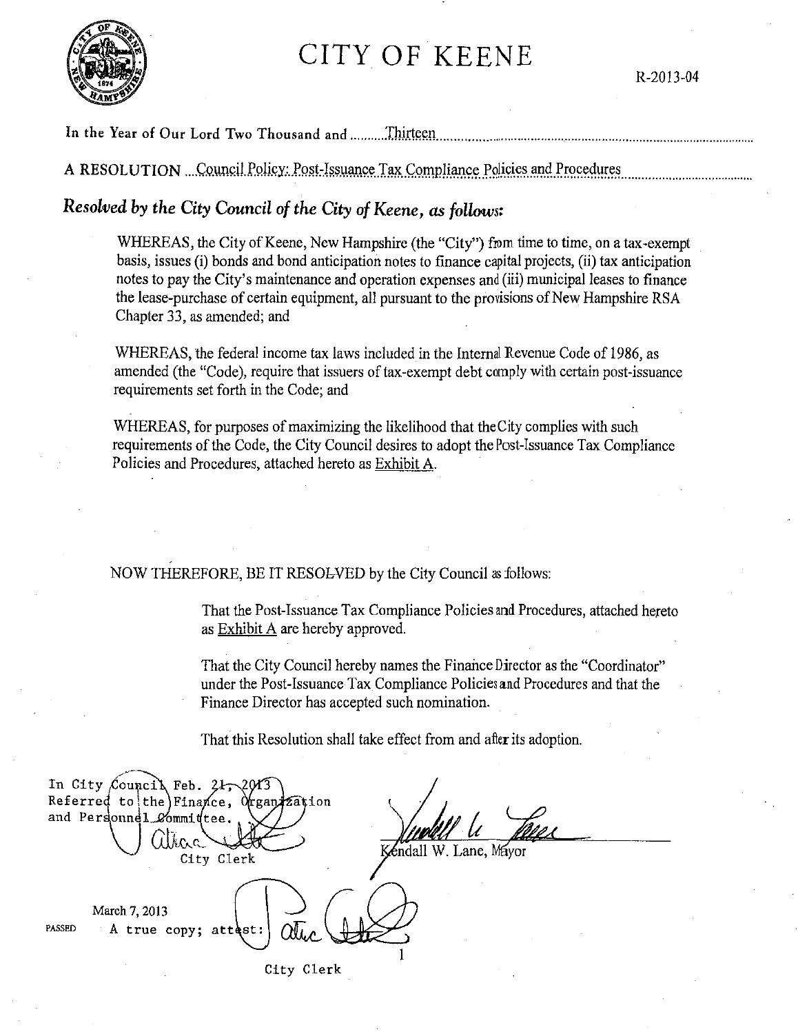# CITY OF KEENE

R-2013-04

In the Year of Our Lord Two Thousand and Thirteen

A RESOLUTION Council Policy: Post-Issuance Tax Compliance Policies and Procedures

***Resolved by the City Council of the City of Keene, as follows:***

WHEREAS, the City of Keene, New Hampshire (the "City") from time to time, on a tax-exempt basis, issues (i) bonds and bond anticipation notes to finance capital projects, (ii) tax anticipation notes to pay the City's maintenance and operation expenses and (iii) municipal leases to finance the lease-purchase of certain equipment, all pursuant to the provisions of New Hampshire RSA Chapter 33, as amended; and

WHEREAS, the federal income tax laws included in the Internal Revenue Code of 1986, as amended (the "Code), require that issuers of tax-exempt debt comply with certain post-issuance requirements set forth in the Code; and

WHEREAS, for purposes of maximizing the likelihood that the City complies with such requirements of the Code, the City Council desires to adopt the Post-Issuance Tax Compliance Policies and Procedures, attached hereto as Exhibit A.

NOW THEREFORE, BE IT RESOLVED by the City Council as follows:

That the Post-Issuance Tax Compliance Policies and Procedures, attached hereto as Exhibit A are hereby approved.

That the City Council hereby names the Finance Director as the "Coordinator" under the Post-Issuance Tax Compliance Policies and Procedures and that the Finance Director has accepted such nomination.

That this Resolution shall take effect from and after its adoption.

In City Council Feb. 21, 2013
Referred to the Finance, Organization and Personnel Committee.

City Clerk

Kendall W. Lane, Mayor

PASSED March 7, 2013

A true copy; attest:

City Clerk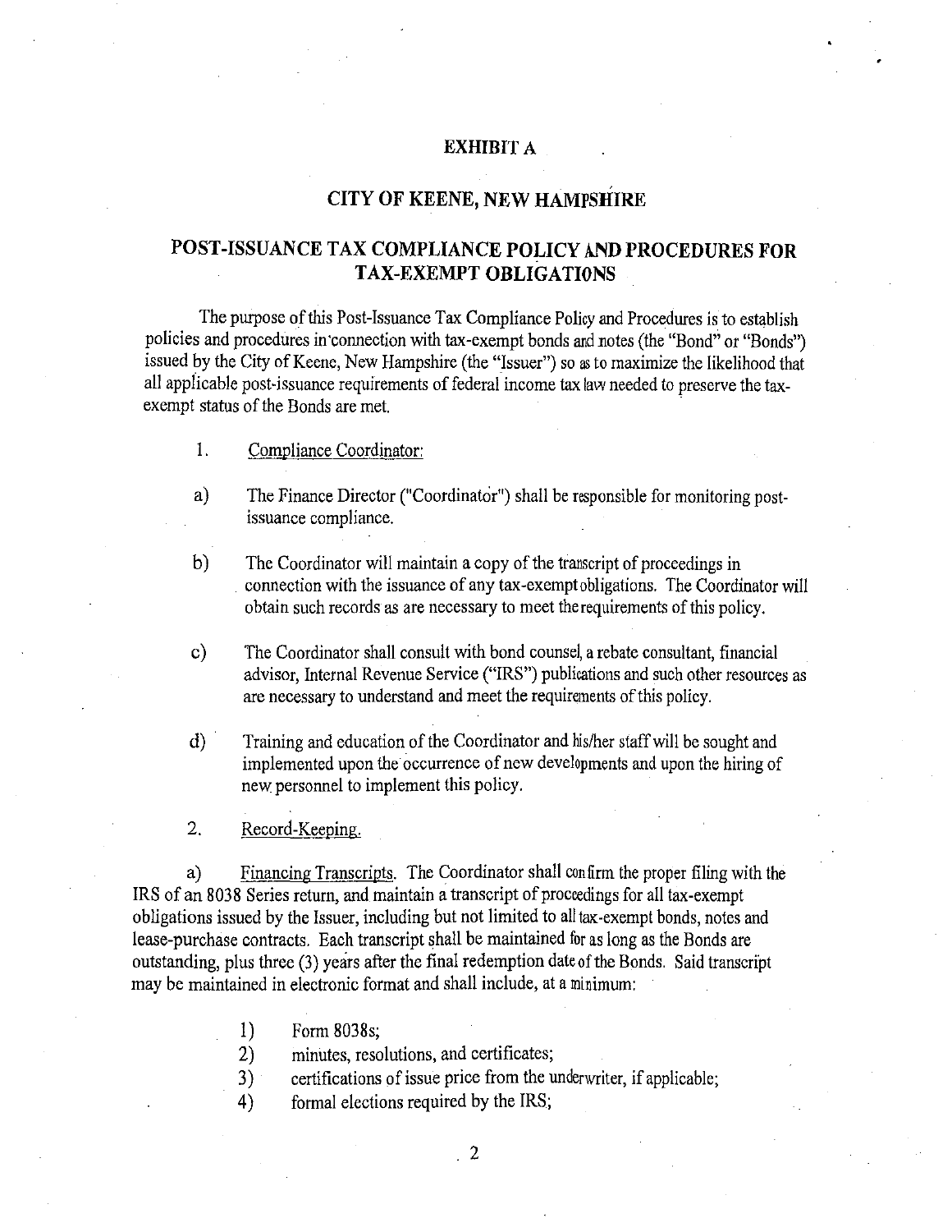**EXHIBIT A**

# CITY OF KEENE, NEW HAMPSHIRE

## POST-ISSUANCE TAX COMPLIANCE POLICY AND PROCEDURES FOR TAX-EXEMPT OBLIGATIONS

The purpose of this Post-Issuance Tax Compliance Policy and Procedures is to establish policies and procedures in connection with tax-exempt bonds and notes (the "Bond" or "Bonds") issued by the City of Keene, New Hampshire (the "Issuer") so as to maximize the likelihood that all applicable post-issuance requirements of federal income tax law needed to preserve the tax-exempt status of the Bonds are met.

1. Compliance Coordinator:

a) The Finance Director ("Coordinator") shall be responsible for monitoring post-issuance compliance.

b) The Coordinator will maintain a copy of the transcript of proceedings in connection with the issuance of any tax-exempt obligations. The Coordinator will obtain such records as are necessary to meet the requirements of this policy.

c) The Coordinator shall consult with bond counsel, a rebate consultant, financial advisor, Internal Revenue Service ("IRS") publications and such other resources as are necessary to understand and meet the requirements of this policy.

d) Training and education of the Coordinator and his/her staff will be sought and implemented upon the occurrence of new developments and upon the hiring of new personnel to implement this policy.

2. Record-Keeping.

a) Financing Transcripts. The Coordinator shall confirm the proper filing with the IRS of an 8038 Series return, and maintain a transcript of proceedings for all tax-exempt obligations issued by the Issuer, including but not limited to all tax-exempt bonds, notes and lease-purchase contracts. Each transcript shall be maintained for as long as the Bonds are outstanding, plus three (3) years after the final redemption date of the Bonds. Said transcript may be maintained in electronic format and shall include, at a minimum:

1) Form 8038s;
2) minutes, resolutions, and certificates;
3) certifications of issue price from the underwriter, if applicable;
4) formal elections required by the IRS;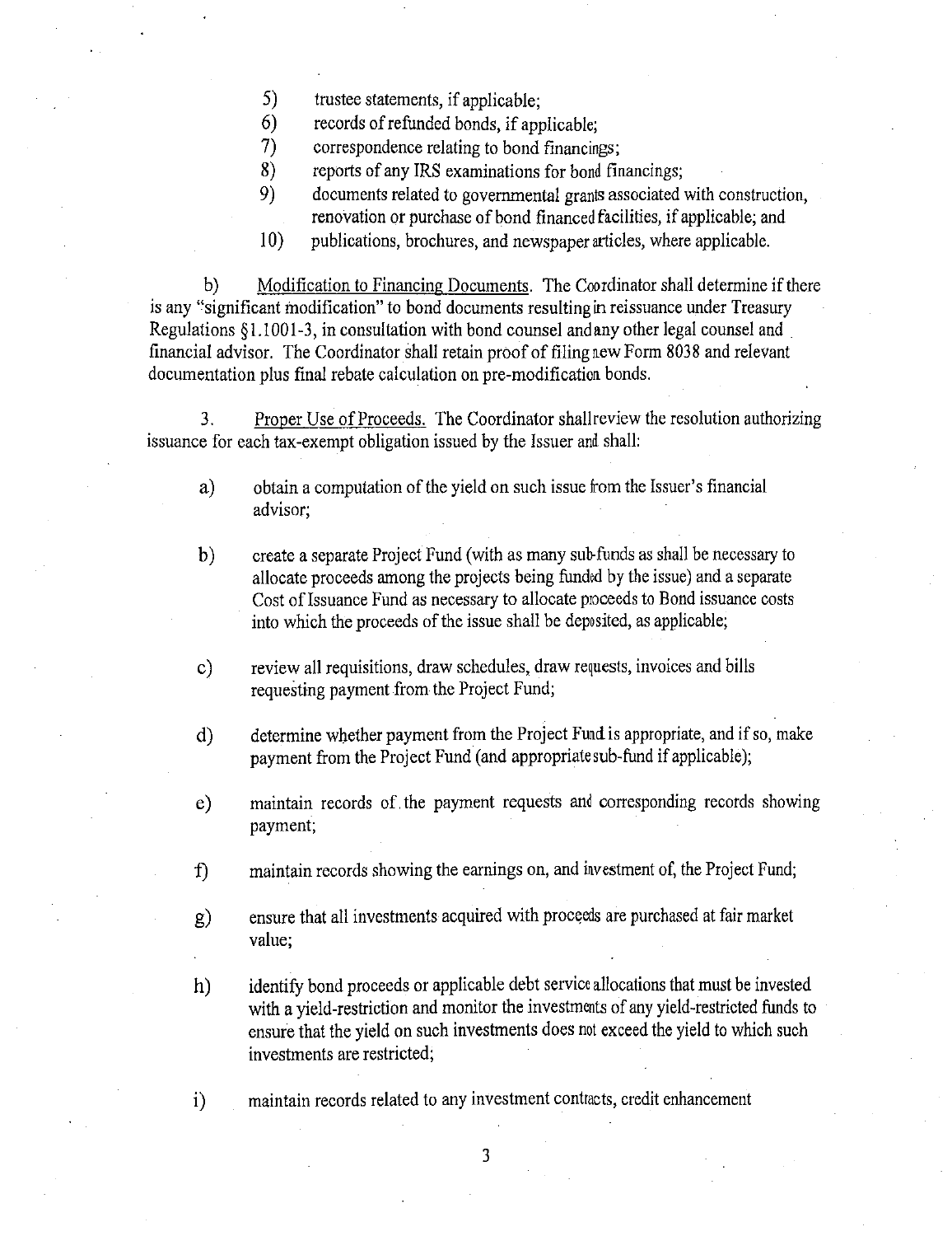5) trustee statements, if applicable;
6) records of refunded bonds, if applicable;
7) correspondence relating to bond financings;
8) reports of any IRS examinations for bond financings;
9) documents related to governmental grants associated with construction, renovation or purchase of bond financed facilities, if applicable; and
10) publications, brochures, and newspaper articles, where applicable.

b) <u>Modification to Financing Documents</u>. The Coordinator shall determine if there is any "significant modification" to bond documents resulting in reissuance under Treasury Regulations §1.1001-3, in consultation with bond counsel and any other legal counsel and financial advisor. The Coordinator shall retain proof of filing new Form 8038 and relevant documentation plus final rebate calculation on pre-modification bonds.

3. <u>Proper Use of Proceeds.</u> The Coordinator shall review the resolution authorizing issuance for each tax-exempt obligation issued by the Issuer and shall:

a) obtain a computation of the yield on such issue from the Issuer's financial advisor;

b) create a separate Project Fund (with as many sub-funds as shall be necessary to allocate proceeds among the projects being funded by the issue) and a separate Cost of Issuance Fund as necessary to allocate proceeds to Bond issuance costs into which the proceeds of the issue shall be deposited, as applicable;

c) review all requisitions, draw schedules, draw requests, invoices and bills requesting payment from the Project Fund;

d) determine whether payment from the Project Fund is appropriate, and if so, make payment from the Project Fund (and appropriate sub-fund if applicable);

e) maintain records of the payment requests and corresponding records showing payment;

f) maintain records showing the earnings on, and investment of, the Project Fund;

g) ensure that all investments acquired with proceeds are purchased at fair market value;

h) identify bond proceeds or applicable debt service allocations that must be invested with a yield-restriction and monitor the investments of any yield-restricted funds to ensure that the yield on such investments does not exceed the yield to which such investments are restricted;

i) maintain records related to any investment contracts, credit enhancement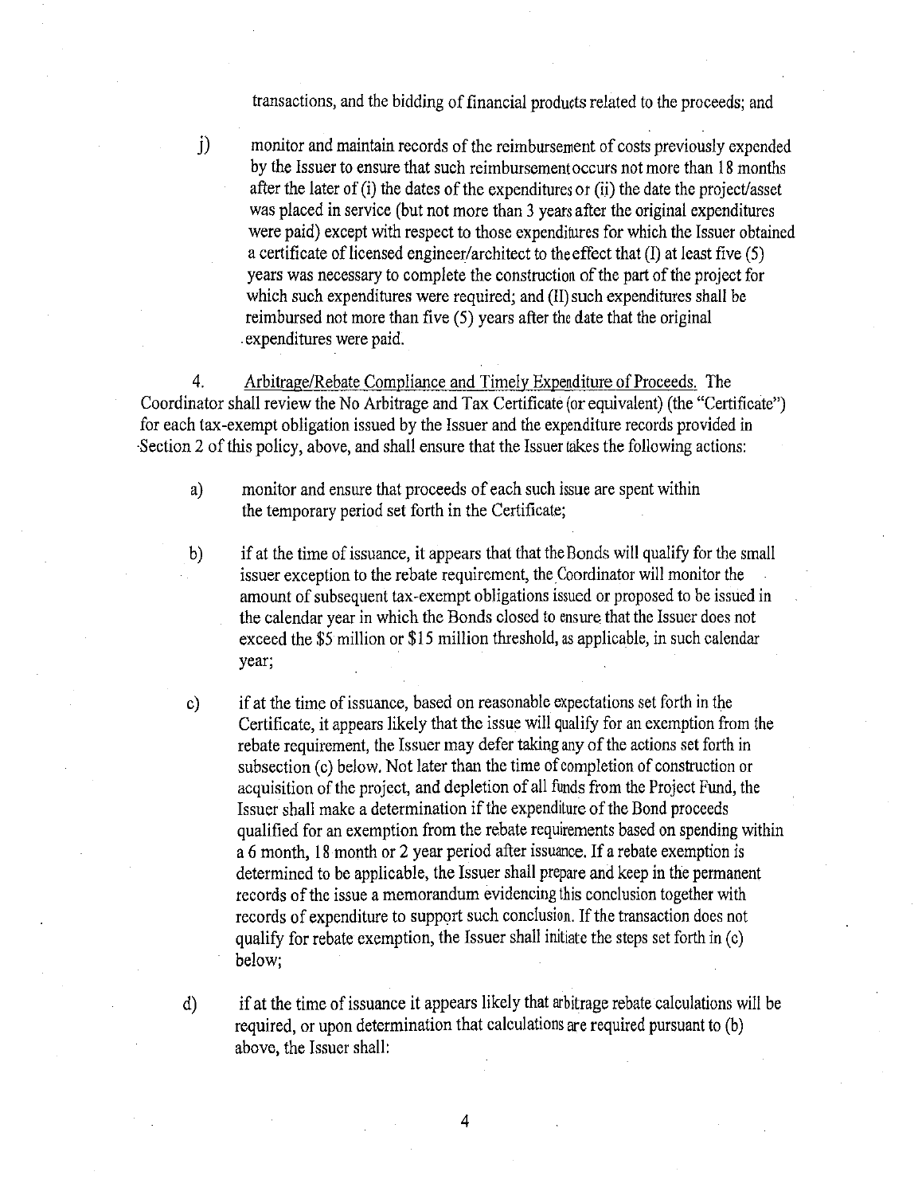transactions, and the bidding of financial products related to the proceeds; and

j) monitor and maintain records of the reimbursement of costs previously expended by the Issuer to ensure that such reimbursement occurs not more than 18 months after the later of (i) the dates of the expenditures or (ii) the date the project/asset was placed in service (but not more than 3 years after the original expenditures were paid) except with respect to those expenditures for which the Issuer obtained a certificate of licensed engineer/architect to the effect that (I) at least five (5) years was necessary to complete the construction of the part of the project for which such expenditures were required; and (II) such expenditures shall be reimbursed not more than five (5) years after the date that the original expenditures were paid.

4. Arbitrage/Rebate Compliance and Timely Expenditure of Proceeds. The Coordinator shall review the No Arbitrage and Tax Certificate (or equivalent) (the "Certificate") for each tax-exempt obligation issued by the Issuer and the expenditure records provided in Section 2 of this policy, above, and shall ensure that the Issuer takes the following actions:

a) monitor and ensure that proceeds of each such issue are spent within the temporary period set forth in the Certificate;

b) if at the time of issuance, it appears that that the Bonds will qualify for the small issuer exception to the rebate requirement, the Coordinator will monitor the amount of subsequent tax-exempt obligations issued or proposed to be issued in the calendar year in which the Bonds closed to ensure that the Issuer does not exceed the $5 million or $15 million threshold, as applicable, in such calendar year;

c) if at the time of issuance, based on reasonable expectations set forth in the Certificate, it appears likely that the issue will qualify for an exemption from the rebate requirement, the Issuer may defer taking any of the actions set forth in subsection (c) below. Not later than the time of completion of construction or acquisition of the project, and depletion of all funds from the Project Fund, the Issuer shall make a determination if the expenditure of the Bond proceeds qualified for an exemption from the rebate requirements based on spending within a 6 month, 18 month or 2 year period after issuance. If a rebate exemption is determined to be applicable, the Issuer shall prepare and keep in the permanent records of the issue a memorandum evidencing this conclusion together with records of expenditure to support such conclusion. If the transaction does not qualify for rebate exemption, the Issuer shall initiate the steps set forth in (c) below;

d) if at the time of issuance it appears likely that arbitrage rebate calculations will be required, or upon determination that calculations are required pursuant to (b) above, the Issuer shall: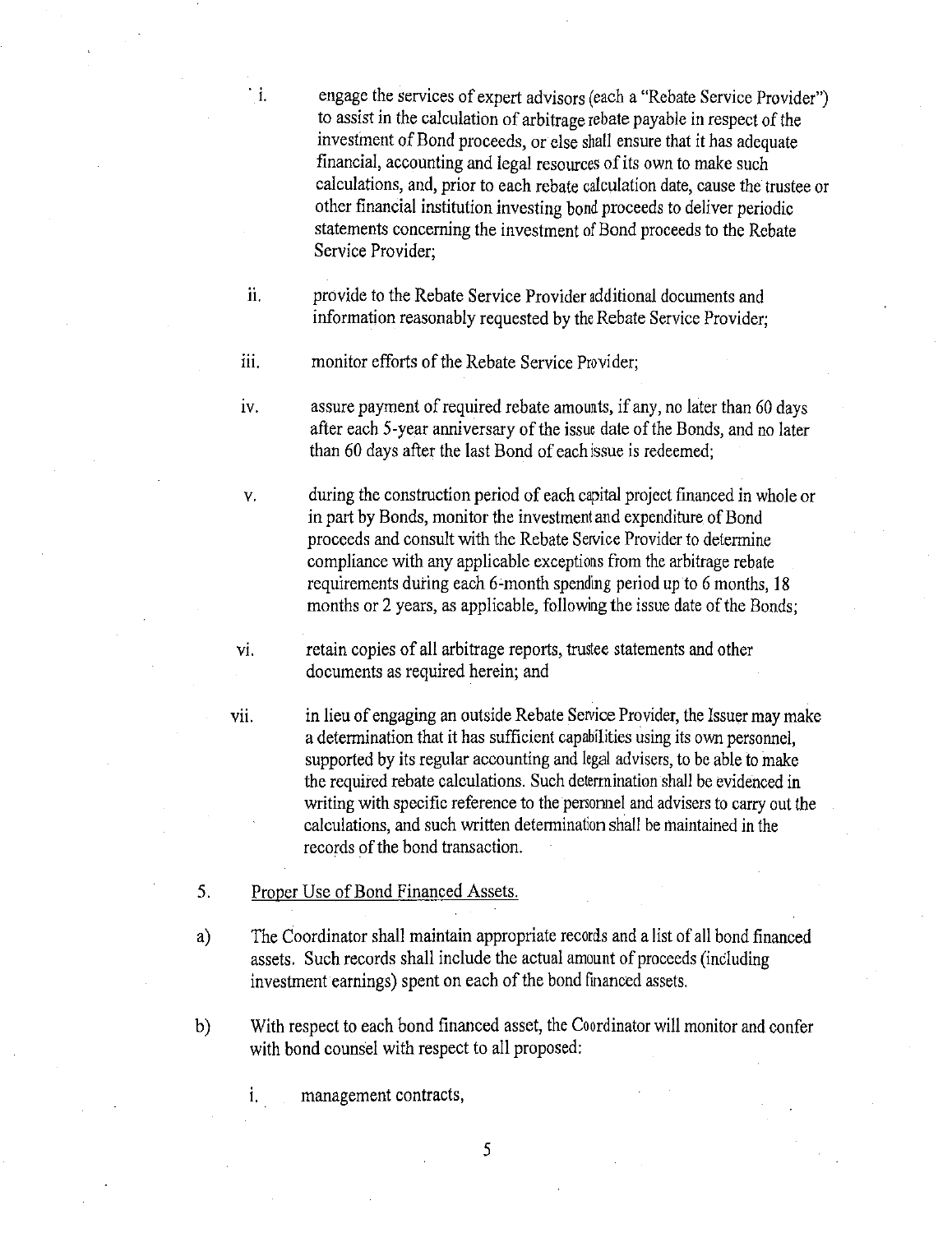i. engage the services of expert advisors (each a "Rebate Service Provider") to assist in the calculation of arbitrage rebate payable in respect of the investment of Bond proceeds, or else shall ensure that it has adequate financial, accounting and legal resources of its own to make such calculations, and, prior to each rebate calculation date, cause the trustee or other financial institution investing bond proceeds to deliver periodic statements concerning the investment of Bond proceeds to the Rebate Service Provider;

ii. provide to the Rebate Service Provider additional documents and information reasonably requested by the Rebate Service Provider;

iii. monitor efforts of the Rebate Service Provider;

iv. assure payment of required rebate amounts, if any, no later than 60 days after each 5-year anniversary of the issue date of the Bonds, and no later than 60 days after the last Bond of each issue is redeemed;

v. during the construction period of each capital project financed in whole or in part by Bonds, monitor the investment and expenditure of Bond proceeds and consult with the Rebate Service Provider to determine compliance with any applicable exceptions from the arbitrage rebate requirements during each 6-month spending period up to 6 months, 18 months or 2 years, as applicable, following the issue date of the Bonds;

vi. retain copies of all arbitrage reports, trustee statements and other documents as required herein; and

vii. in lieu of engaging an outside Rebate Service Provider, the Issuer may make a determination that it has sufficient capabilities using its own personnel, supported by its regular accounting and legal advisers, to be able to make the required rebate calculations. Such determination shall be evidenced in writing with specific reference to the personnel and advisers to carry out the calculations, and such written determination shall be maintained in the records of the bond transaction.

5. <u>Proper Use of Bond Financed Assets.</u>

a) The Coordinator shall maintain appropriate records and a list of all bond financed assets. Such records shall include the actual amount of proceeds (including investment earnings) spent on each of the bond financed assets.

b) With respect to each bond financed asset, the Coordinator will monitor and confer with bond counsel with respect to all proposed:

i. management contracts,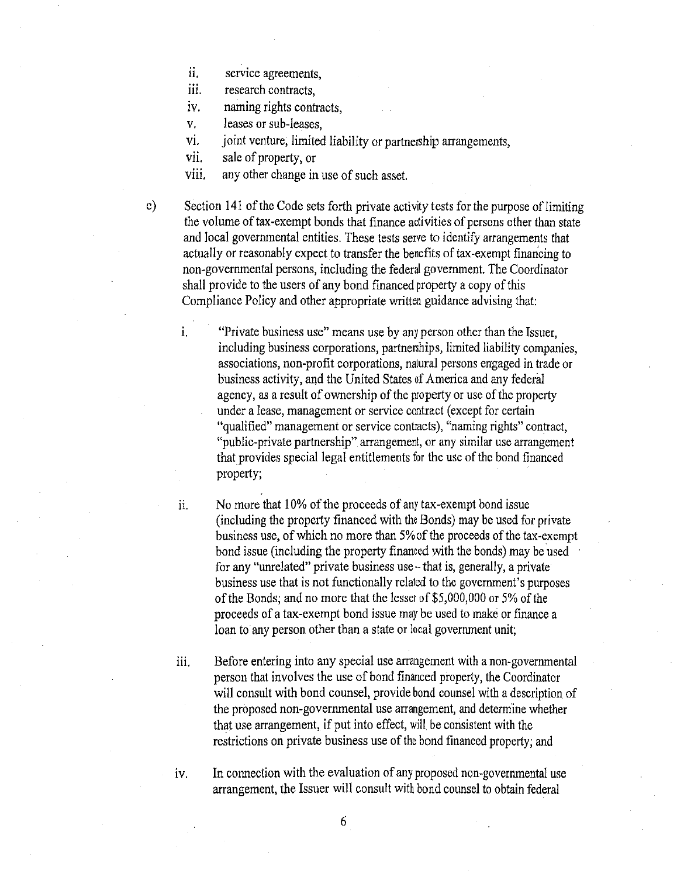ii. service agreements,
iii. research contracts,
iv. naming rights contracts,
v. leases or sub-leases,
vi. joint venture, limited liability or partnership arrangements,
vii. sale of property, or
viii. any other change in use of such asset.

c) Section 141 of the Code sets forth private activity tests for the purpose of limiting the volume of tax-exempt bonds that finance activities of persons other than state and local governmental entities. These tests serve to identify arrangements that actually or reasonably expect to transfer the benefits of tax-exempt financing to non-governmental persons, including the federal government. The Coordinator shall provide to the users of any bond financed property a copy of this Compliance Policy and other appropriate written guidance advising that:

i. "Private business use" means use by any person other than the Issuer, including business corporations, partnerships, limited liability companies, associations, non-profit corporations, natural persons engaged in trade or business activity, and the United States of America and any federal agency, as a result of ownership of the property or use of the property under a lease, management or service contract (except for certain "qualified" management or service contracts), "naming rights" contract, "public-private partnership" arrangement, or any similar use arrangement that provides special legal entitlements for the use of the bond financed property;

ii. No more that 10% of the proceeds of any tax-exempt bond issue (including the property financed with the Bonds) may be used for private business use, of which no more than 5% of the proceeds of the tax-exempt bond issue (including the property financed with the bonds) may be used for any "unrelated" private business use – that is, generally, a private business use that is not functionally related to the government's purposes of the Bonds; and no more that the lesser of $5,000,000 or 5% of the proceeds of a tax-exempt bond issue may be used to make or finance a loan to any person other than a state or local government unit;

iii. Before entering into any special use arrangement with a non-governmental person that involves the use of bond financed property, the Coordinator will consult with bond counsel, provide bond counsel with a description of the proposed non-governmental use arrangement, and determine whether that use arrangement, if put into effect, will be consistent with the restrictions on private business use of the bond financed property; and

iv. In connection with the evaluation of any proposed non-governmental use arrangement, the Issuer will consult with bond counsel to obtain federal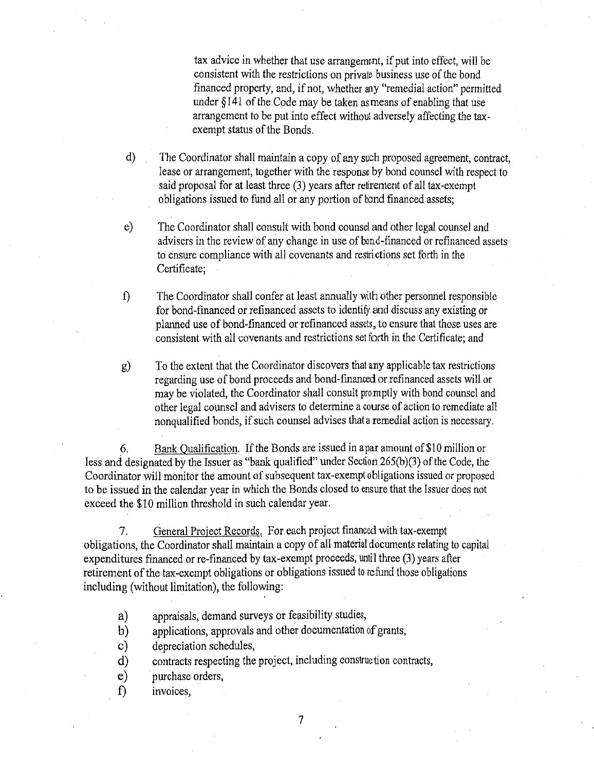tax advice in whether that use arrangement, if put into effect, will be consistent with the restrictions on private business use of the bond financed property, and, if not, whether any "remedial action" permitted under §141 of the Code may be taken as means of enabling that use arrangement to be put into effect without adversely affecting the tax-exempt status of the Bonds.

d) The Coordinator shall maintain a copy of any such proposed agreement, contract, lease or arrangement, together with the response by bond counsel with respect to said proposal for at least three (3) years after retirement of all tax-exempt obligations issued to fund all or any portion of bond financed assets;

e) The Coordinator shall consult with bond counsel and other legal counsel and advisers in the review of any change in use of bond-financed or refinanced assets to ensure compliance with all covenants and restrictions set forth in the Certificate;

f) The Coordinator shall confer at least annually with other personnel responsible for bond-financed or refinanced assets to identify and discuss any existing or planned use of bond-financed or refinanced assets, to ensure that those uses are consistent with all covenants and restrictions set forth in the Certificate; and

g) To the extent that the Coordinator discovers that any applicable tax restrictions regarding use of bond proceeds and bond-financed or refinanced assets will or may be violated, the Coordinator shall consult promptly with bond counsel and other legal counsel and advisers to determine a course of action to remediate all nonqualified bonds, if such counsel advises that a remedial action is necessary.

6. Bank Qualification. If the Bonds are issued in a par amount of $10 million or less and designated by the Issuer as "bank qualified" under Section 265(b)(3) of the Code, the Coordinator will monitor the amount of subsequent tax-exempt obligations issued or proposed to be issued in the calendar year in which the Bonds closed to ensure that the Issuer does not exceed the $10 million threshold in such calendar year.

7. General Project Records. For each project financed with tax-exempt obligations, the Coordinator shall maintain a copy of all material documents relating to capital expenditures financed or re-financed by tax-exempt proceeds, until three (3) years after retirement of the tax-exempt obligations or obligations issued to refund those obligations including (without limitation), the following:

a) appraisals, demand surveys or feasibility studies,
b) applications, approvals and other documentation of grants,
c) depreciation schedules,
d) contracts respecting the project, including construction contracts,
e) purchase orders,
f) invoices,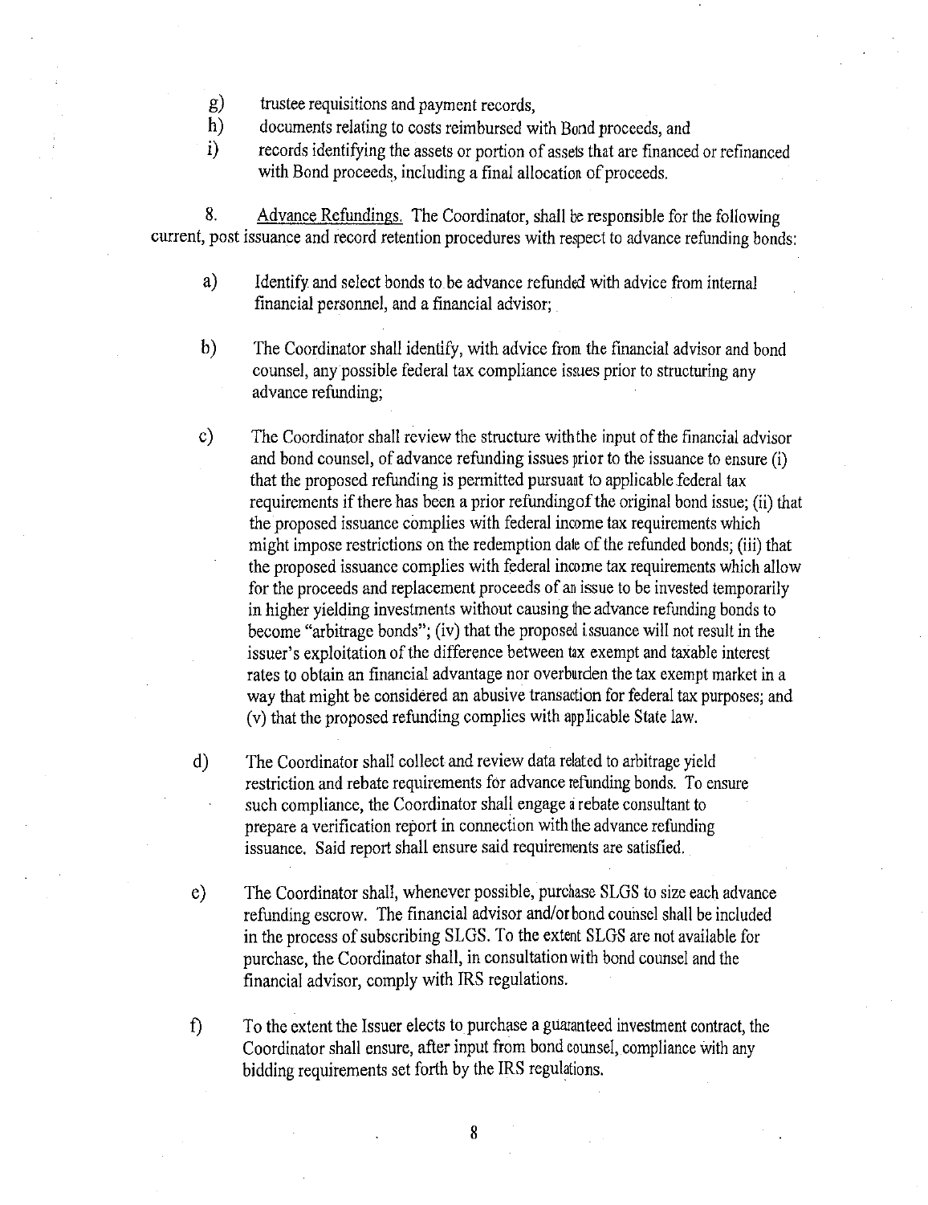g) trustee requisitions and payment records,

h) documents relating to costs reimbursed with Bond proceeds, and

i) records identifying the assets or portion of assets that are financed or refinanced with Bond proceeds, including a final allocation of proceeds.

8. Advance Refundings. The Coordinator, shall be responsible for the following current, post issuance and record retention procedures with respect to advance refunding bonds:

a) Identify and select bonds to be advance refunded with advice from internal financial personnel, and a financial advisor;

b) The Coordinator shall identify, with advice from the financial advisor and bond counsel, any possible federal tax compliance issues prior to structuring any advance refunding;

c) The Coordinator shall review the structure withthe input of the financial advisor and bond counsel, of advance refunding issues prior to the issuance to ensure (i) that the proposed refunding is permitted pursuant to applicable federal tax requirements if there has been a prior refundingof the original bond issue; (ii) that the proposed issuance complies with federal income tax requirements which might impose restrictions on the redemption date of the refunded bonds; (iii) that the proposed issuance complies with federal income tax requirements which allow for the proceeds and replacement proceeds of an issue to be invested temporarily in higher yielding investments without causing the advance refunding bonds to become "arbitrage bonds"; (iv) that the proposed issuance will not result in the issuer's exploitation of the difference between tax exempt and taxable interest rates to obtain an financial advantage nor overburden the tax exempt market in a way that might be considered an abusive transaction for federal tax purposes; and (v) that the proposed refunding complies with applicable State law.

d) The Coordinator shall collect and review data related to arbitrage yield restriction and rebate requirements for advance refunding bonds. To ensure such compliance, the Coordinator shall engage a rebate consultant to prepare a verification report in connection with the advance refunding issuance. Said report shall ensure said requirements are satisfied.

e) The Coordinator shall, whenever possible, purchase SLGS to size each advance refunding escrow. The financial advisor and/or bond counsel shall be included in the process of subscribing SLGS. To the extent SLGS are not available for purchase, the Coordinator shall, in consultation with bond counsel and the financial advisor, comply with IRS regulations.

f) To the extent the Issuer elects to purchase a guaranteed investment contract, the Coordinator shall ensure, after input from bond counsel, compliance with any bidding requirements set forth by the IRS regulations.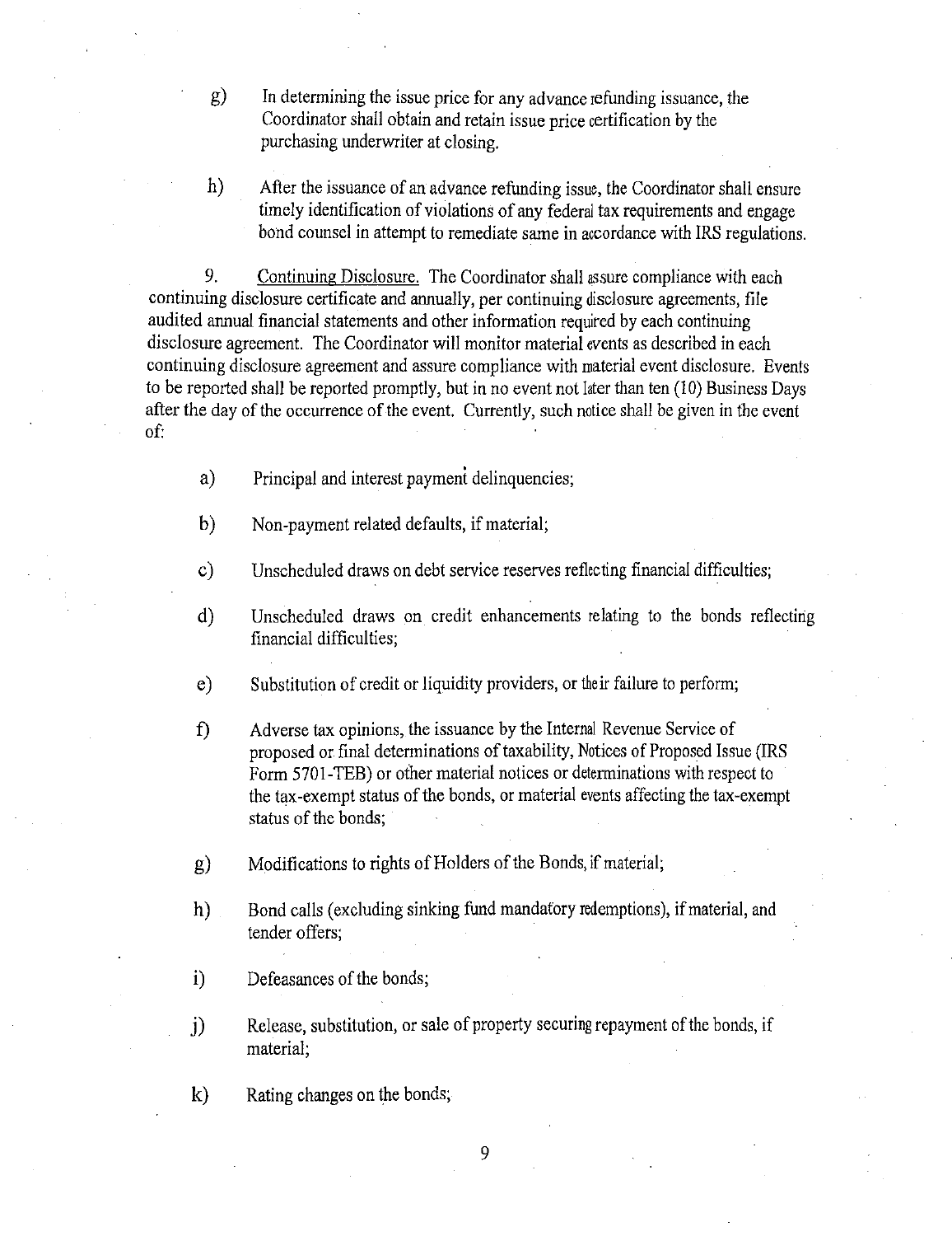g) In determining the issue price for any advance refunding issuance, the Coordinator shall obtain and retain issue price certification by the purchasing underwriter at closing.

h) After the issuance of an advance refunding issue, the Coordinator shall ensure timely identification of violations of any federal tax requirements and engage bond counsel in attempt to remediate same in accordance with IRS regulations.

9. Continuing Disclosure. The Coordinator shall assure compliance with each continuing disclosure certificate and annually, per continuing disclosure agreements, file audited annual financial statements and other information required by each continuing disclosure agreement. The Coordinator will monitor material events as described in each continuing disclosure agreement and assure compliance with material event disclosure. Events to be reported shall be reported promptly, but in no event not later than ten (10) Business Days after the day of the occurrence of the event. Currently, such notice shall be given in the event of:

a) Principal and interest payment delinquencies;

b) Non-payment related defaults, if material;

c) Unscheduled draws on debt service reserves reflecting financial difficulties;

d) Unscheduled draws on credit enhancements relating to the bonds reflecting financial difficulties;

e) Substitution of credit or liquidity providers, or their failure to perform;

f) Adverse tax opinions, the issuance by the Internal Revenue Service of proposed or final determinations of taxability, Notices of Proposed Issue (IRS Form 5701-TEB) or other material notices or determinations with respect to the tax-exempt status of the bonds, or material events affecting the tax-exempt status of the bonds;

g) Modifications to rights of Holders of the Bonds, if material;

h) Bond calls (excluding sinking fund mandatory redemptions), if material, and tender offers;

i) Defeasances of the bonds;

j) Release, substitution, or sale of property securing repayment of the bonds, if material;

k) Rating changes on the bonds;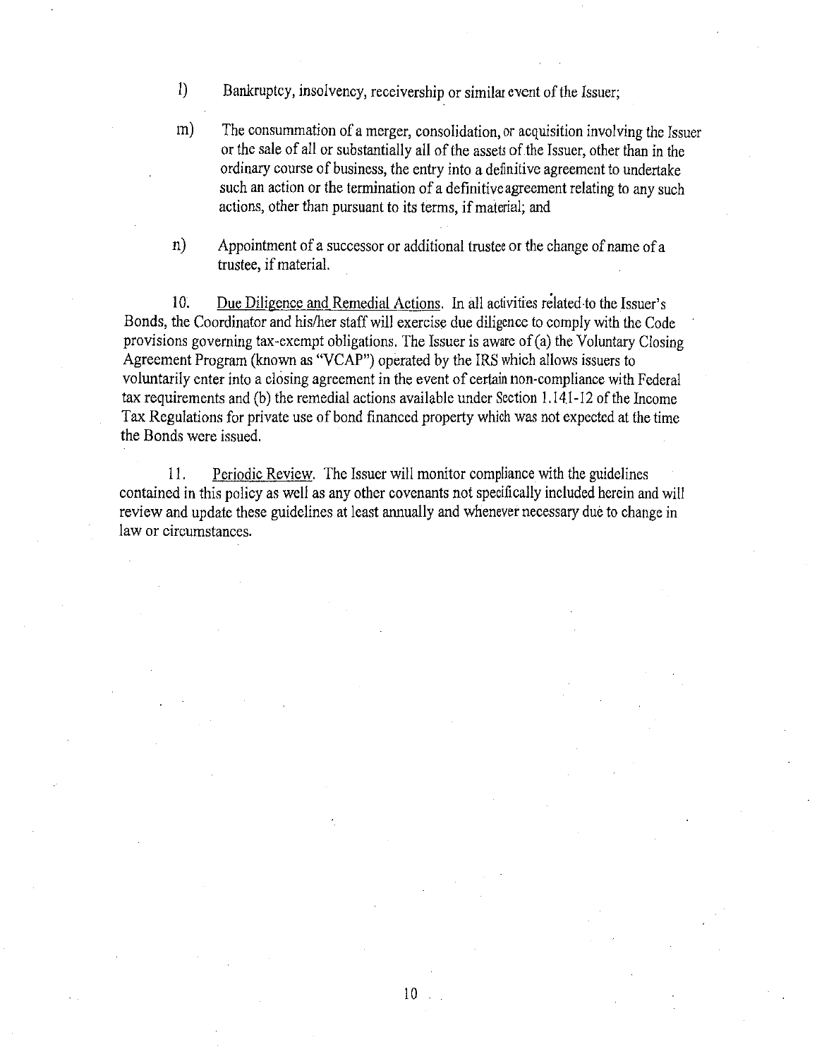l) Bankruptcy, insolvency, receivership or similar event of the Issuer;

m) The consummation of a merger, consolidation, or acquisition involving the Issuer or the sale of all or substantially all of the assets of the Issuer, other than in the ordinary course of business, the entry into a definitive agreement to undertake such an action or the termination of a definitive agreement relating to any such actions, other than pursuant to its terms, if material; and

n) Appointment of a successor or additional trustee or the change of name of a trustee, if material.

10. Due Diligence and Remedial Actions. In all activities related to the Issuer's Bonds, the Coordinator and his/her staff will exercise due diligence to comply with the Code provisions governing tax-exempt obligations. The Issuer is aware of (a) the Voluntary Closing Agreement Program (known as "VCAP") operated by the IRS which allows issuers to voluntarily enter into a closing agreement in the event of certain non-compliance with Federal tax requirements and (b) the remedial actions available under Section 1.141-12 of the Income Tax Regulations for private use of bond financed property which was not expected at the time the Bonds were issued.

11. Periodic Review. The Issuer will monitor compliance with the guidelines contained in this policy as well as any other covenants not specifically included herein and will review and update these guidelines at least annually and whenever necessary due to change in law or circumstances.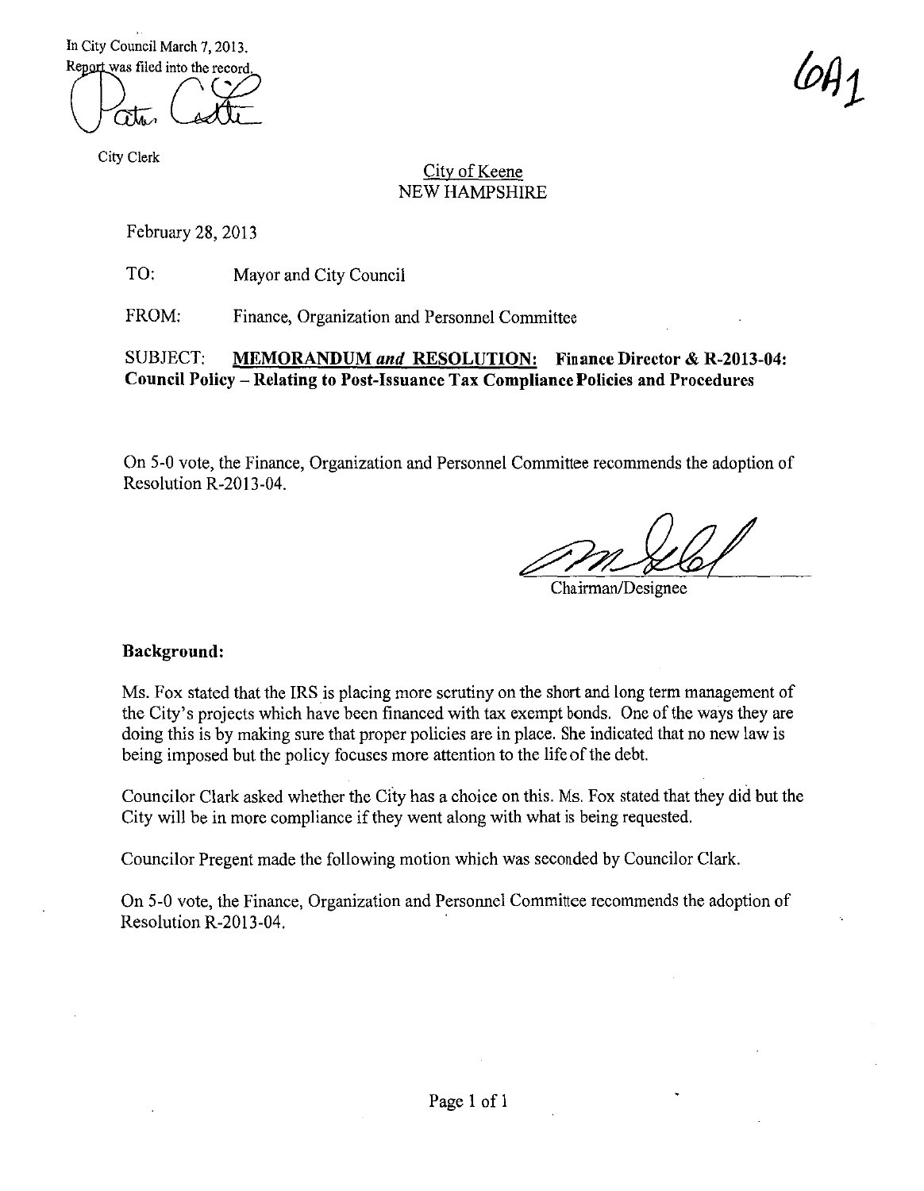In City Council March 7, 2013.
Report was filed into the record.

City Clerk

6A1

City of Keene
NEW HAMPSHIRE

February 28, 2013

TO: Mayor and City Council

FROM: Finance, Organization and Personnel Committee

SUBJECT: **MEMORANDUM *and* RESOLUTION: Finance Director & R-2013-04: Council Policy – Relating to Post-Issuance Tax Compliance Policies and Procedures**

On 5-0 vote, the Finance, Organization and Personnel Committee recommends the adoption of Resolution R-2013-04.

Chairman/Designee

**Background:**

Ms. Fox stated that the IRS is placing more scrutiny on the short and long term management of the City's projects which have been financed with tax exempt bonds. One of the ways they are doing this is by making sure that proper policies are in place. She indicated that no new law is being imposed but the policy focuses more attention to the life of the debt.

Councilor Clark asked whether the City has a choice on this. Ms. Fox stated that they did but the City will be in more compliance if they went along with what is being requested.

Councilor Pregent made the following motion which was seconded by Councilor Clark.

On 5-0 vote, the Finance, Organization and Personnel Committee recommends the adoption of Resolution R-2013-04.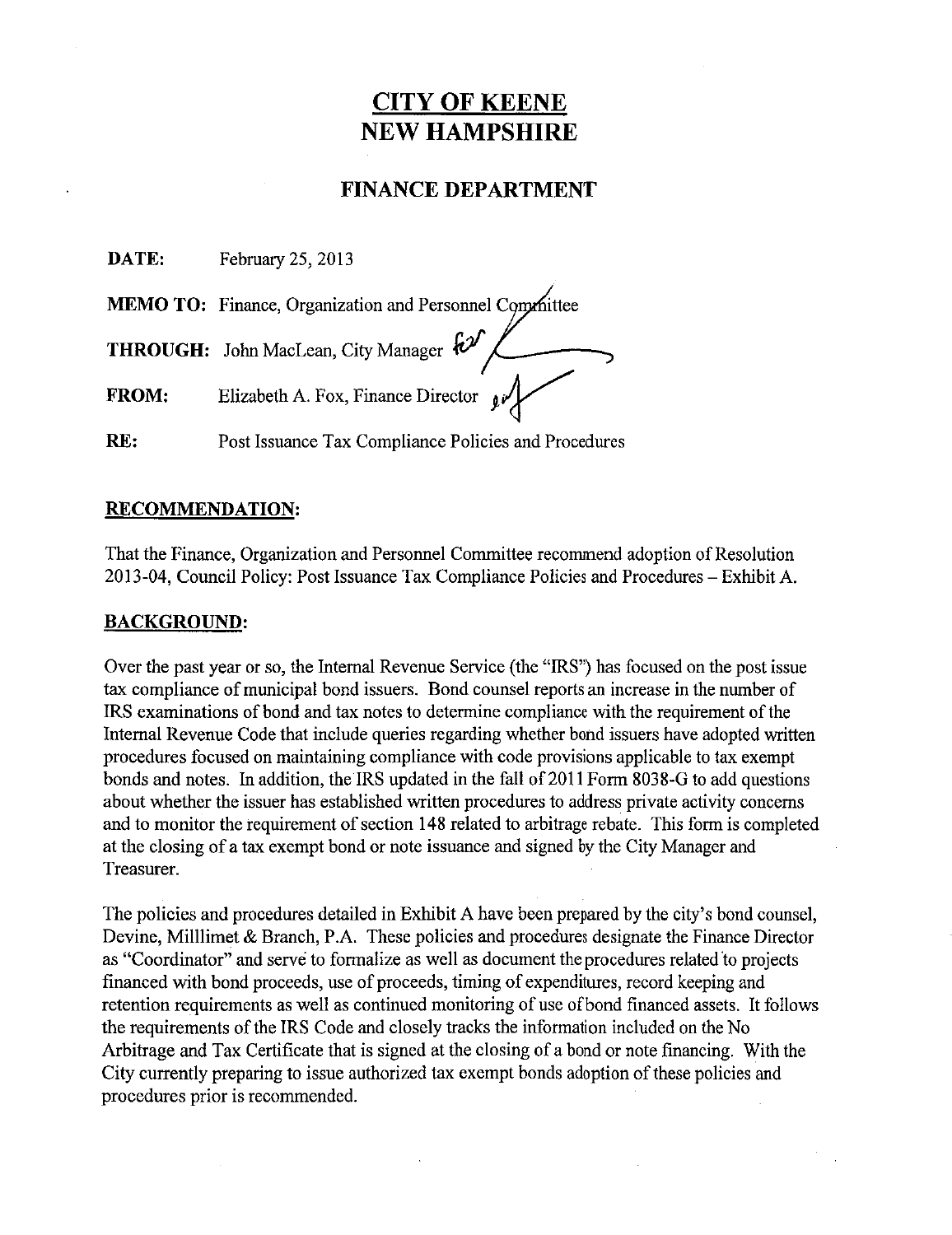# CITY OF KEENE
# NEW HAMPSHIRE

## FINANCE DEPARTMENT

**DATE:** February 25, 2013

**MEMO TO:** Finance, Organization and Personnel Committee

**THROUGH:** John MacLean, City Manager

**FROM:** Elizabeth A. Fox, Finance Director

**RE:** Post Issuance Tax Compliance Policies and Procedures

### RECOMMENDATION:

That the Finance, Organization and Personnel Committee recommend adoption of Resolution 2013-04, Council Policy: Post Issuance Tax Compliance Policies and Procedures – Exhibit A.

### BACKGROUND:

Over the past year or so, the Internal Revenue Service (the "IRS") has focused on the post issue tax compliance of municipal bond issuers. Bond counsel reports an increase in the number of IRS examinations of bond and tax notes to determine compliance with the requirement of the Internal Revenue Code that include queries regarding whether bond issuers have adopted written procedures focused on maintaining compliance with code provisions applicable to tax exempt bonds and notes. In addition, the IRS updated in the fall of 2011 Form 8038-G to add questions about whether the issuer has established written procedures to address private activity concerns and to monitor the requirement of section 148 related to arbitrage rebate. This form is completed at the closing of a tax exempt bond or note issuance and signed by the City Manager and Treasurer.

The policies and procedures detailed in Exhibit A have been prepared by the city's bond counsel, Devine, Milllimet & Branch, P.A. These policies and procedures designate the Finance Director as "Coordinator" and serve to formalize as well as document the procedures related to projects financed with bond proceeds, use of proceeds, timing of expenditures, record keeping and retention requirements as well as continued monitoring of use of bond financed assets. It follows the requirements of the IRS Code and closely tracks the information included on the No Arbitrage and Tax Certificate that is signed at the closing of a bond or note financing. With the City currently preparing to issue authorized tax exempt bonds adoption of these policies and procedures prior is recommended.